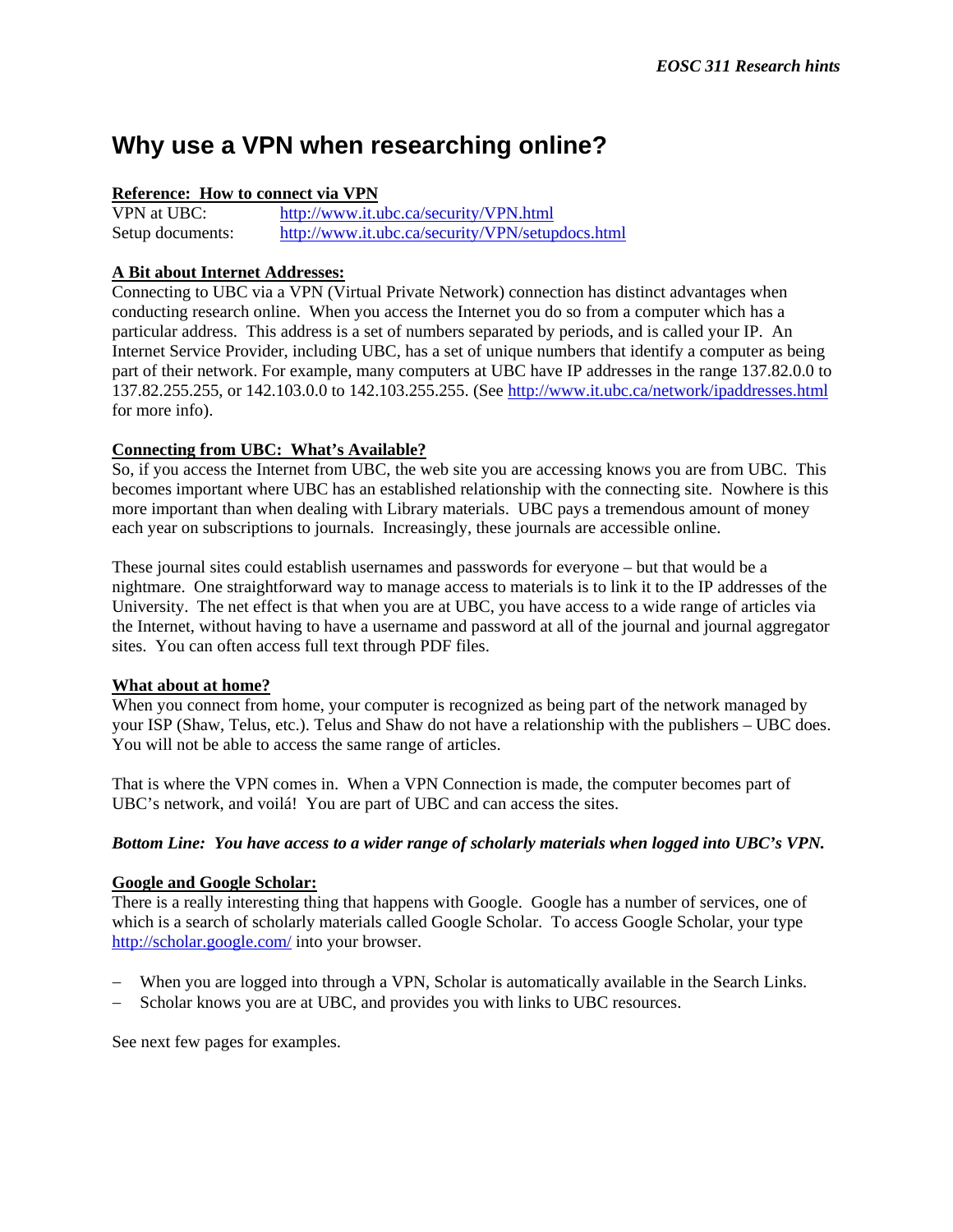# Why use a VPN when researching online?

**Reference: How to connect via VPN**

VPN at UBC: http://www.it.ubc.ca/security/VPN.html
Setup documents: http://www.it.ubc.ca/security/VPN/setupdocs.html

**A Bit about Internet Addresses:**

Connecting to UBC via a VPN (Virtual Private Network) connection has distinct advantages when conducting research online. When you access the Internet you do so from a computer which has a particular address. This address is a set of numbers separated by periods, and is called your IP. An Internet Service Provider, including UBC, has a set of unique numbers that identify a computer as being part of their network. For example, many computers at UBC have IP addresses in the range 137.82.0.0 to 137.82.255.255, or 142.103.0.0 to 142.103.255.255. (See http://www.it.ubc.ca/network/ipaddresses.html for more info).

**Connecting from UBC: What's Available?**

So, if you access the Internet from UBC, the web site you are accessing knows you are from UBC. This becomes important where UBC has an established relationship with the connecting site. Nowhere is this more important than when dealing with Library materials. UBC pays a tremendous amount of money each year on subscriptions to journals. Increasingly, these journals are accessible online.

These journal sites could establish usernames and passwords for everyone – but that would be a nightmare. One straightforward way to manage access to materials is to link it to the IP addresses of the University. The net effect is that when you are at UBC, you have access to a wide range of articles via the Internet, without having to have a username and password at all of the journal and journal aggregator sites. You can often access full text through PDF files.

**What about at home?**

When you connect from home, your computer is recognized as being part of the network managed by your ISP (Shaw, Telus, etc.). Telus and Shaw do not have a relationship with the publishers – UBC does. You will not be able to access the same range of articles.

That is where the VPN comes in. When a VPN Connection is made, the computer becomes part of UBC's network, and voilá! You are part of UBC and can access the sites.

***Bottom Line: You have access to a wider range of scholarly materials when logged into UBC's VPN.***

**Google and Google Scholar:**

There is a really interesting thing that happens with Google. Google has a number of services, one of which is a search of scholarly materials called Google Scholar. To access Google Scholar, your type http://scholar.google.com/ into your browser.

- When you are logged into through a VPN, Scholar is automatically available in the Search Links.
- Scholar knows you are at UBC, and provides you with links to UBC resources.

See next few pages for examples.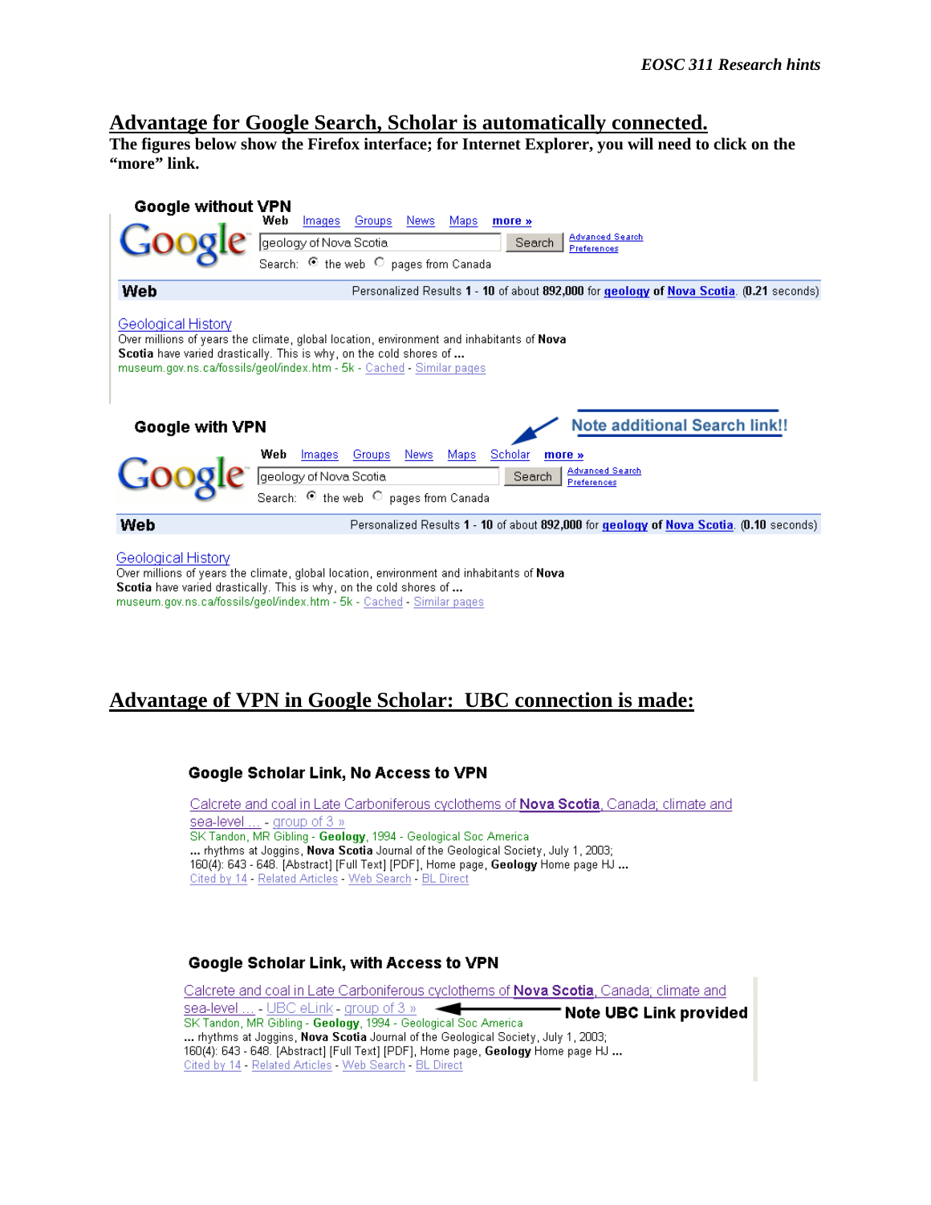## Advantage for Google Search, Scholar is automatically connected.

**The figures below show the Firefox interface; for Internet Explorer, you will need to click on the "more" link.**

**Google without VPN**

Web Images Groups News Maps **more »**

geology of Nova Scotia | Search | Advanced Search | Preferences

Search: the web pages from Canada

**Web** Personalized Results **1** - **10** of about **892,000** for **geology of Nova Scotia**. (**0.21** seconds)

Geological History
Over millions of years the climate, global location, environment and inhabitants of **Nova Scotia** have varied drastically. This is why, on the cold shores of **...**
museum.gov.ns.ca/fossils/geol/index.htm - 5k - Cached - Similar pages

**Google with VPN**

Note additional Search link!!

Web Images Groups News Maps Scholar **more »**

geology of Nova Scotia | Search | Advanced Search | Preferences

Search: the web pages from Canada

**Web** Personalized Results **1** - **10** of about **892,000** for **geology of Nova Scotia**. (**0.10** seconds)

Geological History
Over millions of years the climate, global location, environment and inhabitants of **Nova Scotia** have varied drastically. This is why, on the cold shores of **...**
museum.gov.ns.ca/fossils/geol/index.htm - 5k - Cached - Similar pages

## Advantage of VPN in Google Scholar: UBC connection is made:

**Google Scholar Link, No Access to VPN**

Calcrete and coal in Late Carboniferous cyclothems of **Nova Scotia**, Canada; climate and sea-level ... - group of 3 »
SK Tandon, MR Gibling - **Geology**, 1994 - Geological Soc America
**...** rhythms at Joggins, **Nova Scotia** Journal of the Geological Society, July 1, 2003; 160(4): 643 - 648. [Abstract] [Full Text] [PDF], Home page, **Geology** Home page HJ **...**
Cited by 14 - Related Articles - Web Search - BL Direct

**Google Scholar Link, with Access to VPN**

Calcrete and coal in Late Carboniferous cyclothems of **Nova Scotia**, Canada; climate and sea-level ... - UBC eLink - group of 3 » ← **Note UBC Link provided**
SK Tandon, MR Gibling - **Geology**, 1994 - Geological Soc America
**...** rhythms at Joggins, **Nova Scotia** Journal of the Geological Society, July 1, 2003; 160(4): 643 - 648. [Abstract] [Full Text] [PDF], Home page, **Geology** Home page HJ **...**
Cited by 14 - Related Articles - Web Search - BL Direct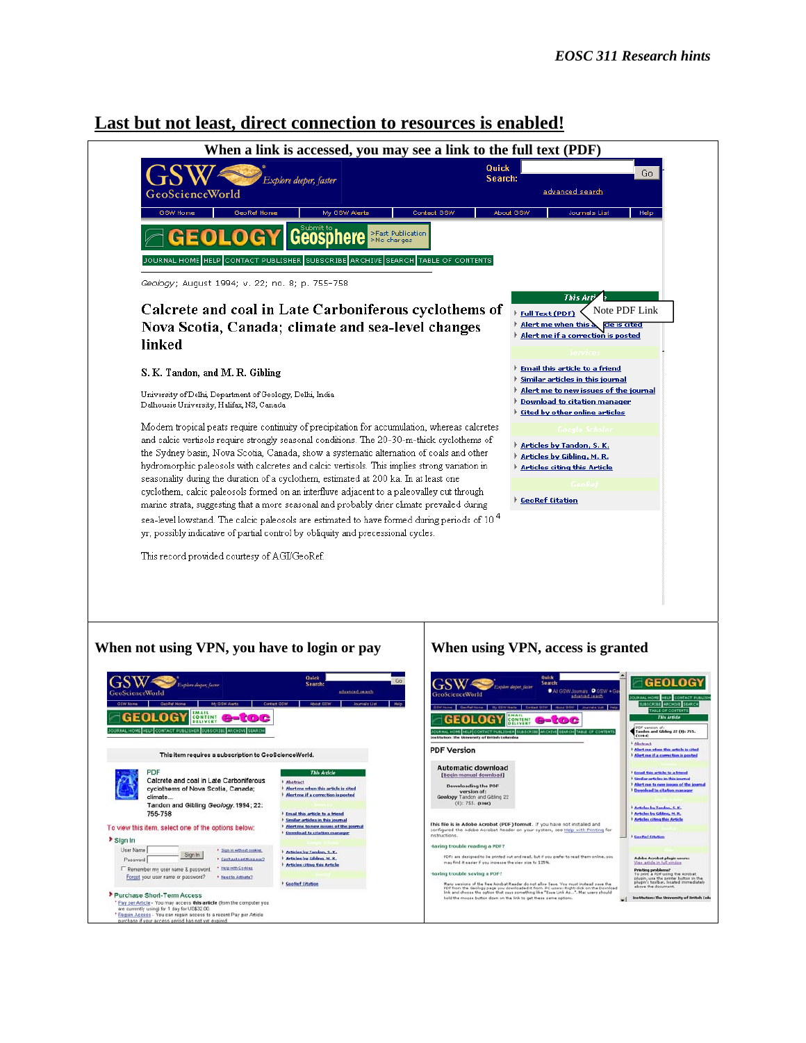## Last but not least, direct connection to resources is enabled!

**When a link is accessed, you may see a link to the full text (PDF)**

GSW GeoScienceWorld — Explore deeper, faster

Quick Search: Go

advanced search

GSW Home | GeoRef Home | My GSW Alerts | Contact GSW | About GSW | Journals List | Help

GEOLOGY — Submit to Geosphere >Fast Publication >No charges

JOURNAL HOME | HELP | CONTACT PUBLISHER | SUBSCRIBE | ARCHIVE | SEARCH | TABLE OF CONTENTS

*Geology*; August 1994; v. 22; no. 8; p. 755-758

### Calcrete and coal in Late Carboniferous cyclothems of Nova Scotia, Canada; climate and sea-level changes linked

S. K. Tandon, and M. R. Gibling

University of Delhi, Department of Geology, Delhi, India
Dalhousie University, Halifax, NS, Canada

Modern tropical peats require continuity of precipitation for accumulation, whereas calcretes and calcic vertisols require strongly seasonal conditions. The 20-30-m-thick cyclothems of the Sydney basin, Nova Scotia, Canada, show a systematic alternation of coals and other hydromorphic paleosols with calcretes and calcic vertisols. This implies strong variation in seasonality during the duration of a cyclothem, estimated at 200 ka. In at least one cyclothem, calcic paleosols formed on an interfluve adjacent to a paleovalley cut through marine strata, suggesting that a more seasonal and probably drier climate prevailed during sea-level lowstand. The calcic paleosols are estimated to have formed during periods of $10^4$ yr, possibly indicative of partial control by obliquity and precessional cycles.

This record provided courtesy of AGI/GeoRef.

This Article
- Full Text (PDF)
- Alert me when this article is cited
- Alert me if a correction is posted

Note PDF Link

Services
- Email this article to a friend
- Similar articles in this journal
- Alert me to new issues of the journal
- Download to citation manager
- Cited by other online articles

Google Scholar
- Articles by Tandon, S. K.
- Articles by Gibling, M. R.
- Articles citing this Article

GeoRef
- GeoRef Citation

**When not using VPN, you have to login or pay**

This item requires a subscription to GeoScienceWorld.

PDF
Calcrete and coal in Late Carboniferous cyclothems of Nova Scotia, Canada; climate...
Tandon and Gibling *Geology* 1994; 22: 755-758

To view this item, select one of the options below:

Sign In
User Name / Password / Sign In
Remember my user name & password.
Forgot your user name or password?

Purchase Short-Term Access
- Pay per Article - You may access this article (from the computer you are currently using) for 1 day for US$32.00.
- Regain Access - You can regain access to a recent Pay per Article purchase if your access period has not yet expired.

**When using VPN, access is granted**

PDF Version

Automatic download
[Begin manual download]

Downloading the PDF version of: *Geology* Tandon and Gibling 22 (8): 755.

This file is in Adobe Acrobat (PDF) format. If you have not installed and configured the Adobe Acrobat Reader on your system, see Help with Printing for instructions.

Having trouble reading a PDF?

Having trouble saving a PDF?

Institution: The University of British Columbia